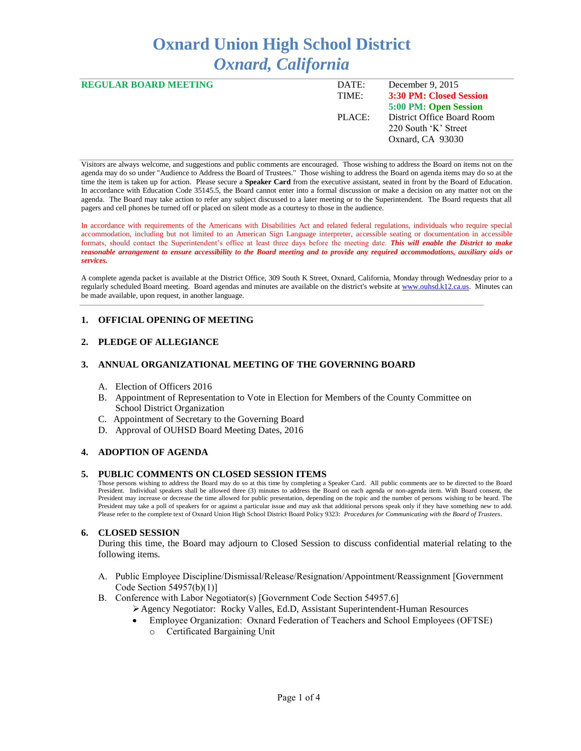# Oxnard Union High School District
## *Oxnard, California*

| **REGULAR BOARD MEETING** | DATE: | December 9, 2015 |
|---|---|---|
| | TIME: | **3:30 PM: Closed Session** |
| | | **5:00 PM: Open Session** |
| | PLACE: | District Office Board Room |
| | | 220 South 'K' Street |
| | | Oxnard, CA 93030 |

Visitors are always welcome, and suggestions and public comments are encouraged. Those wishing to address the Board on items not on the agenda may do so under "Audience to Address the Board of Trustees." Those wishing to address the Board on agenda items may do so at the time the item is taken up for action. Please secure a **Speaker Card** from the executive assistant, seated in front by the Board of Education. In accordance with Education Code 35145.5, the Board cannot enter into a formal discussion or make a decision on any matter not on the agenda. The Board may take action to refer any subject discussed to a later meeting or to the Superintendent. The Board requests that all pagers and cell phones be turned off or placed on silent mode as a courtesy to those in the audience.

In accordance with requirements of the Americans with Disabilities Act and related federal regulations, individuals who require special accommodation, including but not limited to an American Sign Language interpreter, accessible seating or documentation in accessible formats, should contact the Superintendent's office at least three days before the meeting date. ***This will enable the District to make reasonable arrangement to ensure accessibility to the Board meeting and to provide any required accommodations, auxiliary aids or services.***

A complete agenda packet is available at the District Office, 309 South K Street, Oxnard, California, Monday through Wednesday prior to a regularly scheduled Board meeting. Board agendas and minutes are available on the district's website at www.ouhsd.k12.ca.us. Minutes can be made available, upon request, in another language.

### 1. OFFICIAL OPENING OF MEETING

### 2. PLEDGE OF ALLEGIANCE

### 3. ANNUAL ORGANIZATIONAL MEETING OF THE GOVERNING BOARD

A. Election of Officers 2016
B. Appointment of Representation to Vote in Election for Members of the County Committee on School District Organization
C. Appointment of Secretary to the Governing Board
D. Approval of OUHSD Board Meeting Dates, 2016

### 4. ADOPTION OF AGENDA

### 5. PUBLIC COMMENTS ON CLOSED SESSION ITEMS

Those persons wishing to address the Board may do so at this time by completing a Speaker Card. All public comments are to be directed to the Board President. Individual speakers shall be allowed three (3) minutes to address the Board on each agenda or non-agenda item. With Board consent, the President may increase or decrease the time allowed for public presentation, depending on the topic and the number of persons wishing to be heard. The President may take a poll of speakers for or against a particular issue and may ask that additional persons speak only if they have something new to add. Please refer to the complete text of Oxnard Union High School District Board Policy 9323: *Procedures for Communicating with the Board of Trustees*.

### 6. CLOSED SESSION

During this time, the Board may adjourn to Closed Session to discuss confidential material relating to the following items.

A. Public Employee Discipline/Dismissal/Release/Resignation/Appointment/Reassignment [Government Code Section 54957(b)(1)]
B. Conference with Labor Negotiator(s) [Government Code Section 54957.6]
   - Agency Negotiator: Rocky Valles, Ed.D, Assistant Superintendent-Human Resources
     - Employee Organization: Oxnard Federation of Teachers and School Employees (OFTSE)
       - Certificated Bargaining Unit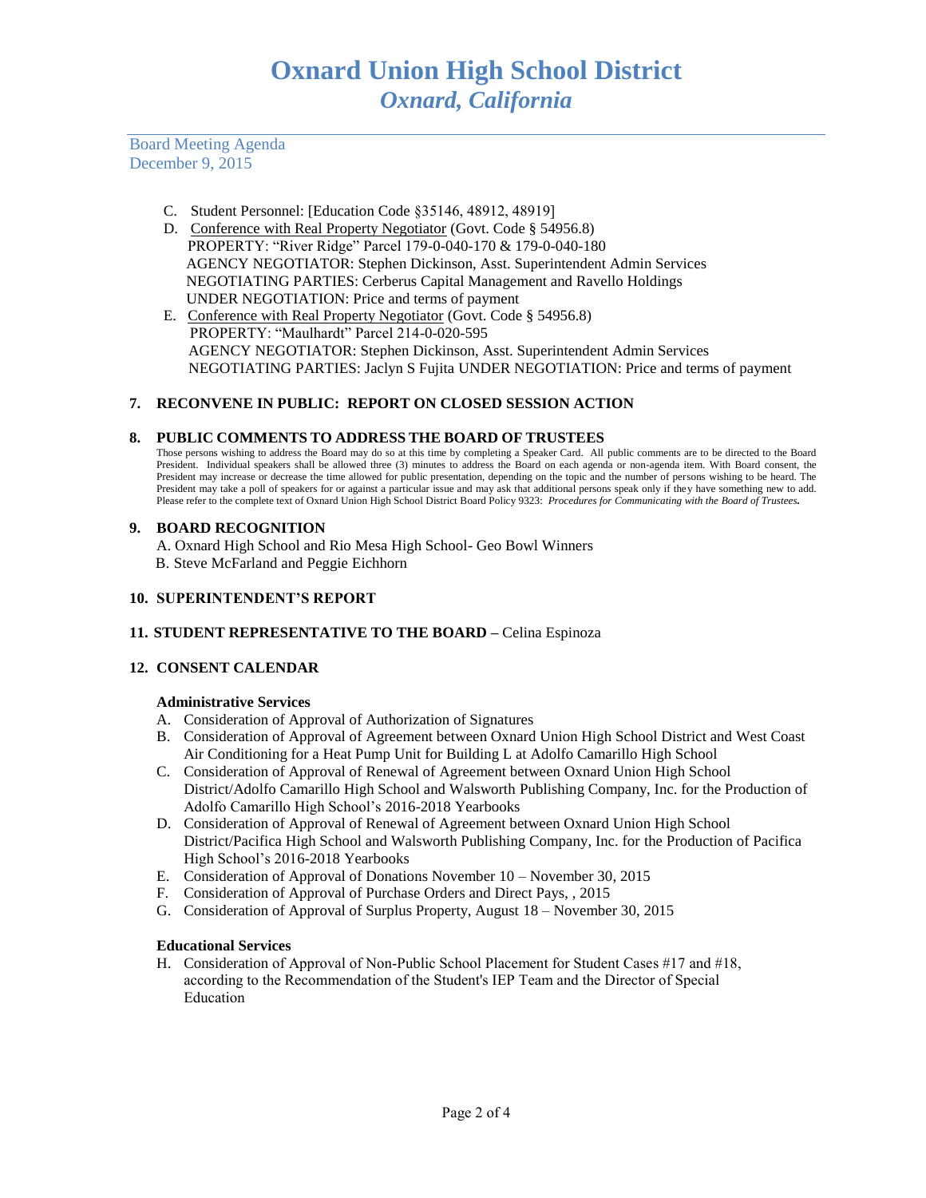# Oxnard Union High School District
## *Oxnard, California*

Board Meeting Agenda
December 9, 2015

C. Student Personnel: [Education Code §35146, 48912, 48919]

D. Conference with Real Property Negotiator (Govt. Code § 54956.8)
PROPERTY: "River Ridge" Parcel 179-0-040-170 & 179-0-040-180
AGENCY NEGOTIATOR: Stephen Dickinson, Asst. Superintendent Admin Services
NEGOTIATING PARTIES: Cerberus Capital Management and Ravello Holdings
UNDER NEGOTIATION: Price and terms of payment

E. Conference with Real Property Negotiator (Govt. Code § 54956.8)
PROPERTY: "Maulhardt" Parcel 214-0-020-595
AGENCY NEGOTIATOR: Stephen Dickinson, Asst. Superintendent Admin Services
NEGOTIATING PARTIES: Jaclyn S Fujita UNDER NEGOTIATION: Price and terms of payment

### 7. RECONVENE IN PUBLIC: REPORT ON CLOSED SESSION ACTION

### 8. PUBLIC COMMENTS TO ADDRESS THE BOARD OF TRUSTEES

Those persons wishing to address the Board may do so at this time by completing a Speaker Card. All public comments are to be directed to the Board President. Individual speakers shall be allowed three (3) minutes to address the Board on each agenda or non-agenda item. With Board consent, the President may increase or decrease the time allowed for public presentation, depending on the topic and the number of persons wishing to be heard. The President may take a poll of speakers for or against a particular issue and may ask that additional persons speak only if they have something new to add. Please refer to the complete text of Oxnard Union High School District Board Policy 9323: ***Procedures for Communicating with the Board of Trustees.***

### 9. BOARD RECOGNITION

A. Oxnard High School and Rio Mesa High School- Geo Bowl Winners
B. Steve McFarland and Peggie Eichhorn

### 10. SUPERINTENDENT'S REPORT

### 11. STUDENT REPRESENTATIVE TO THE BOARD – Celina Espinoza

### 12. CONSENT CALENDAR

**Administrative Services**

A. Consideration of Approval of Authorization of Signatures
B. Consideration of Approval of Agreement between Oxnard Union High School District and West Coast Air Conditioning for a Heat Pump Unit for Building L at Adolfo Camarillo High School
C. Consideration of Approval of Renewal of Agreement between Oxnard Union High School District/Adolfo Camarillo High School and Walsworth Publishing Company, Inc. for the Production of Adolfo Camarillo High School's 2016-2018 Yearbooks
D. Consideration of Approval of Renewal of Agreement between Oxnard Union High School District/Pacifica High School and Walsworth Publishing Company, Inc. for the Production of Pacifica High School's 2016-2018 Yearbooks
E. Consideration of Approval of Donations November 10 – November 30, 2015
F. Consideration of Approval of Purchase Orders and Direct Pays, , 2015
G. Consideration of Approval of Surplus Property, August 18 – November 30, 2015

**Educational Services**

H. Consideration of Approval of Non-Public School Placement for Student Cases #17 and #18, according to the Recommendation of the Student's IEP Team and the Director of Special Education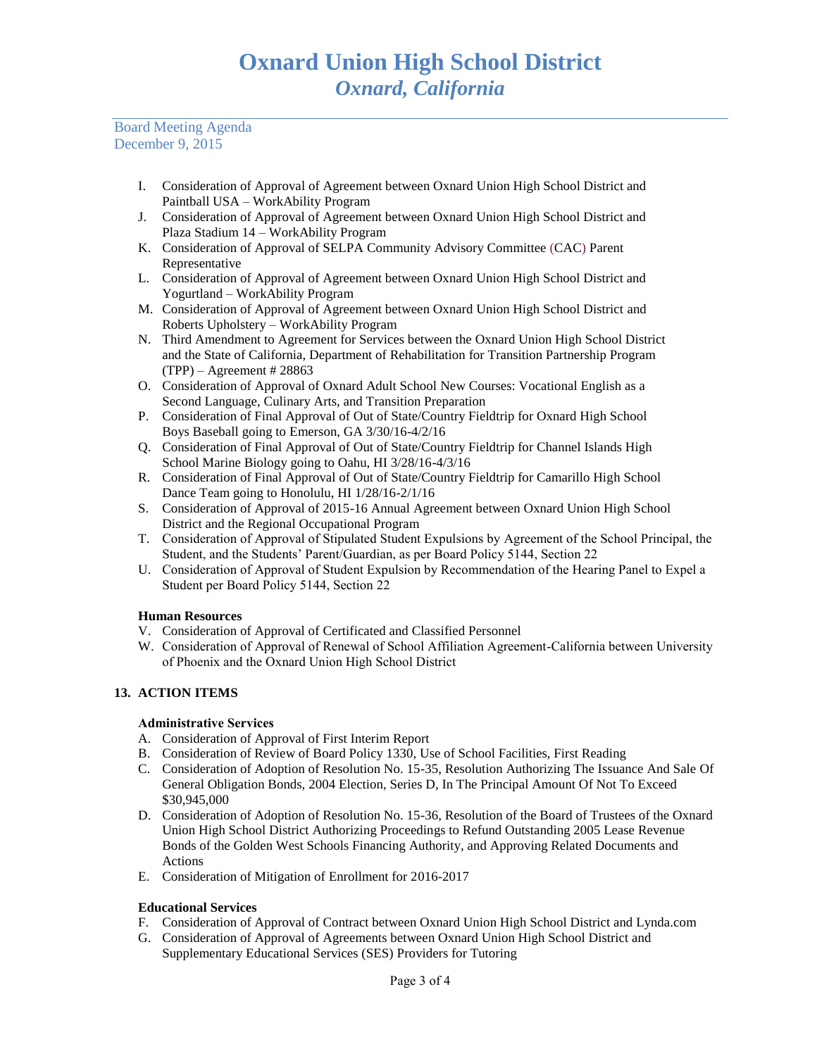# Oxnard Union High School District
## *Oxnard, California*

Board Meeting Agenda
December 9, 2015

I. Consideration of Approval of Agreement between Oxnard Union High School District and Paintball USA – WorkAbility Program
J. Consideration of Approval of Agreement between Oxnard Union High School District and Plaza Stadium 14 – WorkAbility Program
K. Consideration of Approval of SELPA Community Advisory Committee (CAC) Parent Representative
L. Consideration of Approval of Agreement between Oxnard Union High School District and Yogurtland – WorkAbility Program
M. Consideration of Approval of Agreement between Oxnard Union High School District and Roberts Upholstery – WorkAbility Program
N. Third Amendment to Agreement for Services between the Oxnard Union High School District and the State of California, Department of Rehabilitation for Transition Partnership Program (TPP) – Agreement # 28863
O. Consideration of Approval of Oxnard Adult School New Courses: Vocational English as a Second Language, Culinary Arts, and Transition Preparation
P. Consideration of Final Approval of Out of State/Country Fieldtrip for Oxnard High School Boys Baseball going to Emerson, GA 3/30/16-4/2/16
Q. Consideration of Final Approval of Out of State/Country Fieldtrip for Channel Islands High School Marine Biology going to Oahu, HI 3/28/16-4/3/16
R. Consideration of Final Approval of Out of State/Country Fieldtrip for Camarillo High School Dance Team going to Honolulu, HI 1/28/16-2/1/16
S. Consideration of Approval of 2015-16 Annual Agreement between Oxnard Union High School District and the Regional Occupational Program
T. Consideration of Approval of Stipulated Student Expulsions by Agreement of the School Principal, the Student, and the Students' Parent/Guardian, as per Board Policy 5144, Section 22
U. Consideration of Approval of Student Expulsion by Recommendation of the Hearing Panel to Expel a Student per Board Policy 5144, Section 22

**Human Resources**

V. Consideration of Approval of Certificated and Classified Personnel
W. Consideration of Approval of Renewal of School Affiliation Agreement-California between University of Phoenix and the Oxnard Union High School District

**13. ACTION ITEMS**

**Administrative Services**

A. Consideration of Approval of First Interim Report
B. Consideration of Review of Board Policy 1330, Use of School Facilities, First Reading
C. Consideration of Adoption of Resolution No. 15-35, Resolution Authorizing The Issuance And Sale Of General Obligation Bonds, 2004 Election, Series D, In The Principal Amount Of Not To Exceed $30,945,000
D. Consideration of Adoption of Resolution No. 15-36, Resolution of the Board of Trustees of the Oxnard Union High School District Authorizing Proceedings to Refund Outstanding 2005 Lease Revenue Bonds of the Golden West Schools Financing Authority, and Approving Related Documents and Actions
E. Consideration of Mitigation of Enrollment for 2016-2017

**Educational Services**

F. Consideration of Approval of Contract between Oxnard Union High School District and Lynda.com
G. Consideration of Approval of Agreements between Oxnard Union High School District and Supplementary Educational Services (SES) Providers for Tutoring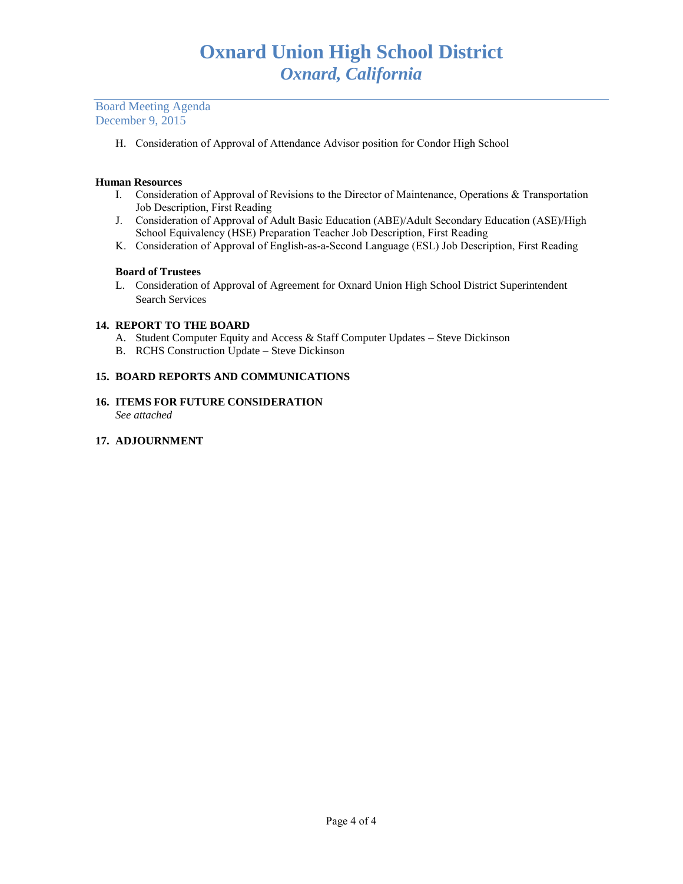H. Consideration of Approval of Attendance Advisor position for Condor High School

**Human Resources**

I. Consideration of Approval of Revisions to the Director of Maintenance, Operations & Transportation Job Description, First Reading

J. Consideration of Approval of Adult Basic Education (ABE)/Adult Secondary Education (ASE)/High School Equivalency (HSE) Preparation Teacher Job Description, First Reading

K. Consideration of Approval of English-as-a-Second Language (ESL) Job Description, First Reading

**Board of Trustees**

L. Consideration of Approval of Agreement for Oxnard Union High School District Superintendent Search Services

**14. REPORT TO THE BOARD**

A. Student Computer Equity and Access & Staff Computer Updates – Steve Dickinson

B. RCHS Construction Update – Steve Dickinson

**15. BOARD REPORTS AND COMMUNICATIONS**

**16. ITEMS FOR FUTURE CONSIDERATION**

*See attached*

**17. ADJOURNMENT**